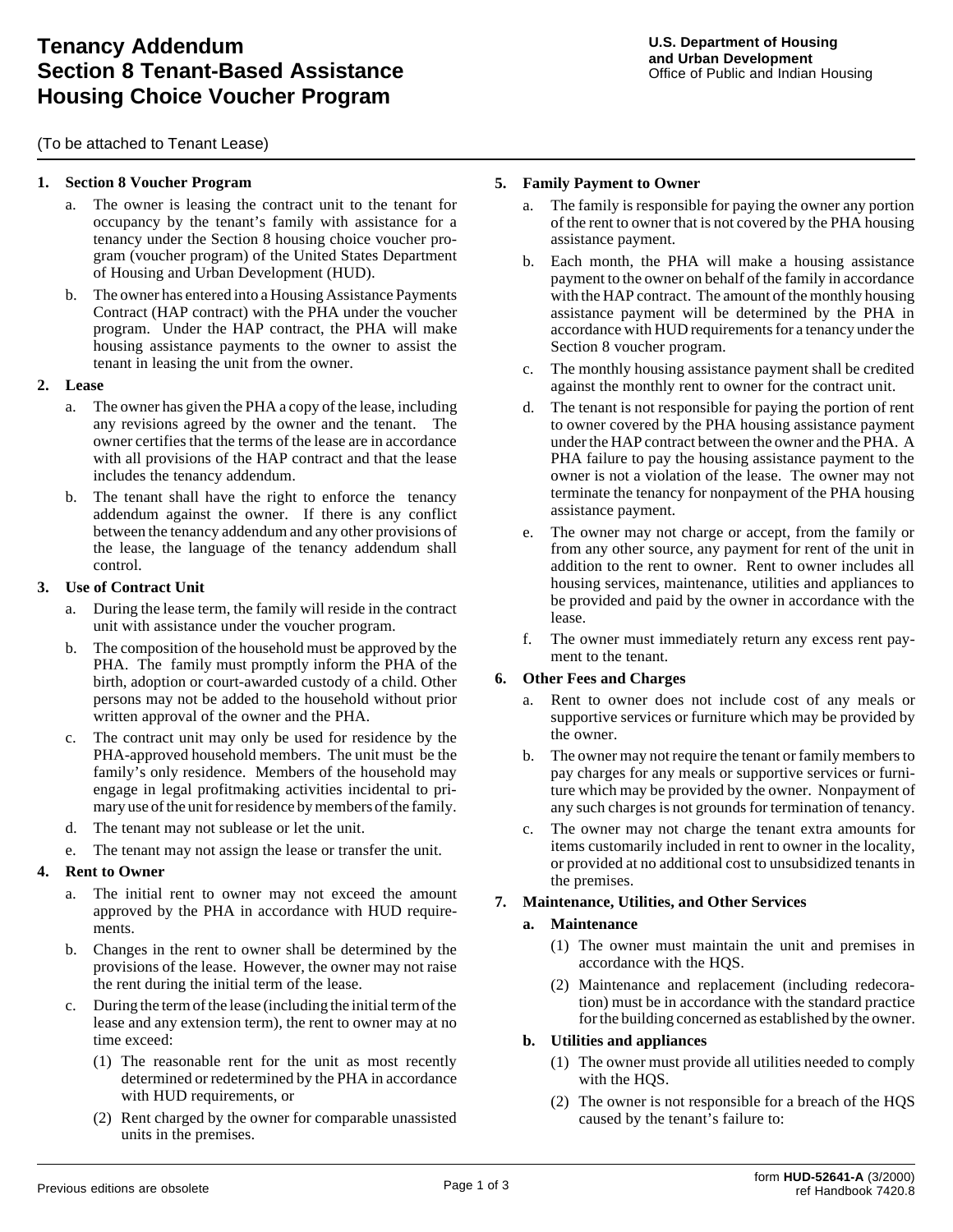# Tenancy Addendum
# Section 8 Tenant-Based Assistance
# Housing Choice Voucher Program

**U.S. Department of Housing and Urban Development**
Office of Public and Indian Housing

(To be attached to Tenant Lease)

**1. Section 8 Voucher Program**

a. The owner is leasing the contract unit to the tenant for occupancy by the tenant's family with assistance for a tenancy under the Section 8 housing choice voucher program (voucher program) of the United States Department of Housing and Urban Development (HUD).

b. The owner has entered into a Housing Assistance Payments Contract (HAP contract) with the PHA under the voucher program. Under the HAP contract, the PHA will make housing assistance payments to the owner to assist the tenant in leasing the unit from the owner.

**2. Lease**

a. The owner has given the PHA a copy of the lease, including any revisions agreed by the owner and the tenant. The owner certifies that the terms of the lease are in accordance with all provisions of the HAP contract and that the lease includes the tenancy addendum.

b. The tenant shall have the right to enforce the tenancy addendum against the owner. If there is any conflict between the tenancy addendum and any other provisions of the lease, the language of the tenancy addendum shall control.

**3. Use of Contract Unit**

a. During the lease term, the family will reside in the contract unit with assistance under the voucher program.

b. The composition of the household must be approved by the PHA. The family must promptly inform the PHA of the birth, adoption or court-awarded custody of a child. Other persons may not be added to the household without prior written approval of the owner and the PHA.

c. The contract unit may only be used for residence by the PHA-approved household members. The unit must be the family's only residence. Members of the household may engage in legal profitmaking activities incidental to primary use of the unit for residence by members of the family.

d. The tenant may not sublease or let the unit.

e. The tenant may not assign the lease or transfer the unit.

**4. Rent to Owner**

a. The initial rent to owner may not exceed the amount approved by the PHA in accordance with HUD requirements.

b. Changes in the rent to owner shall be determined by the provisions of the lease. However, the owner may not raise the rent during the initial term of the lease.

c. During the term of the lease (including the initial term of the lease and any extension term), the rent to owner may at no time exceed:

(1) The reasonable rent for the unit as most recently determined or redetermined by the PHA in accordance with HUD requirements, or

(2) Rent charged by the owner for comparable unassisted units in the premises.

**5. Family Payment to Owner**

a. The family is responsible for paying the owner any portion of the rent to owner that is not covered by the PHA housing assistance payment.

b. Each month, the PHA will make a housing assistance payment to the owner on behalf of the family in accordance with the HAP contract. The amount of the monthly housing assistance payment will be determined by the PHA in accordance with HUD requirements for a tenancy under the Section 8 voucher program.

c. The monthly housing assistance payment shall be credited against the monthly rent to owner for the contract unit.

d. The tenant is not responsible for paying the portion of rent to owner covered by the PHA housing assistance payment under the HAP contract between the owner and the PHA. A PHA failure to pay the housing assistance payment to the owner is not a violation of the lease. The owner may not terminate the tenancy for nonpayment of the PHA housing assistance payment.

e. The owner may not charge or accept, from the family or from any other source, any payment for rent of the unit in addition to the rent to owner. Rent to owner includes all housing services, maintenance, utilities and appliances to be provided and paid by the owner in accordance with the lease.

f. The owner must immediately return any excess rent payment to the tenant.

**6. Other Fees and Charges**

a. Rent to owner does not include cost of any meals or supportive services or furniture which may be provided by the owner.

b. The owner may not require the tenant or family members to pay charges for any meals or supportive services or furniture which may be provided by the owner. Nonpayment of any such charges is not grounds for termination of tenancy.

c. The owner may not charge the tenant extra amounts for items customarily included in rent to owner in the locality, or provided at no additional cost to unsubsidized tenants in the premises.

**7. Maintenance, Utilities, and Other Services**

**a. Maintenance**

(1) The owner must maintain the unit and premises in accordance with the HQS.

(2) Maintenance and replacement (including redecoration) must be in accordance with the standard practice for the building concerned as established by the owner.

**b. Utilities and appliances**

(1) The owner must provide all utilities needed to comply with the HQS.

(2) The owner is not responsible for a breach of the HQS caused by the tenant's failure to:

Previous editions are obsolete

form **HUD-52641-A** (3/2000)
ref Handbook 7420.8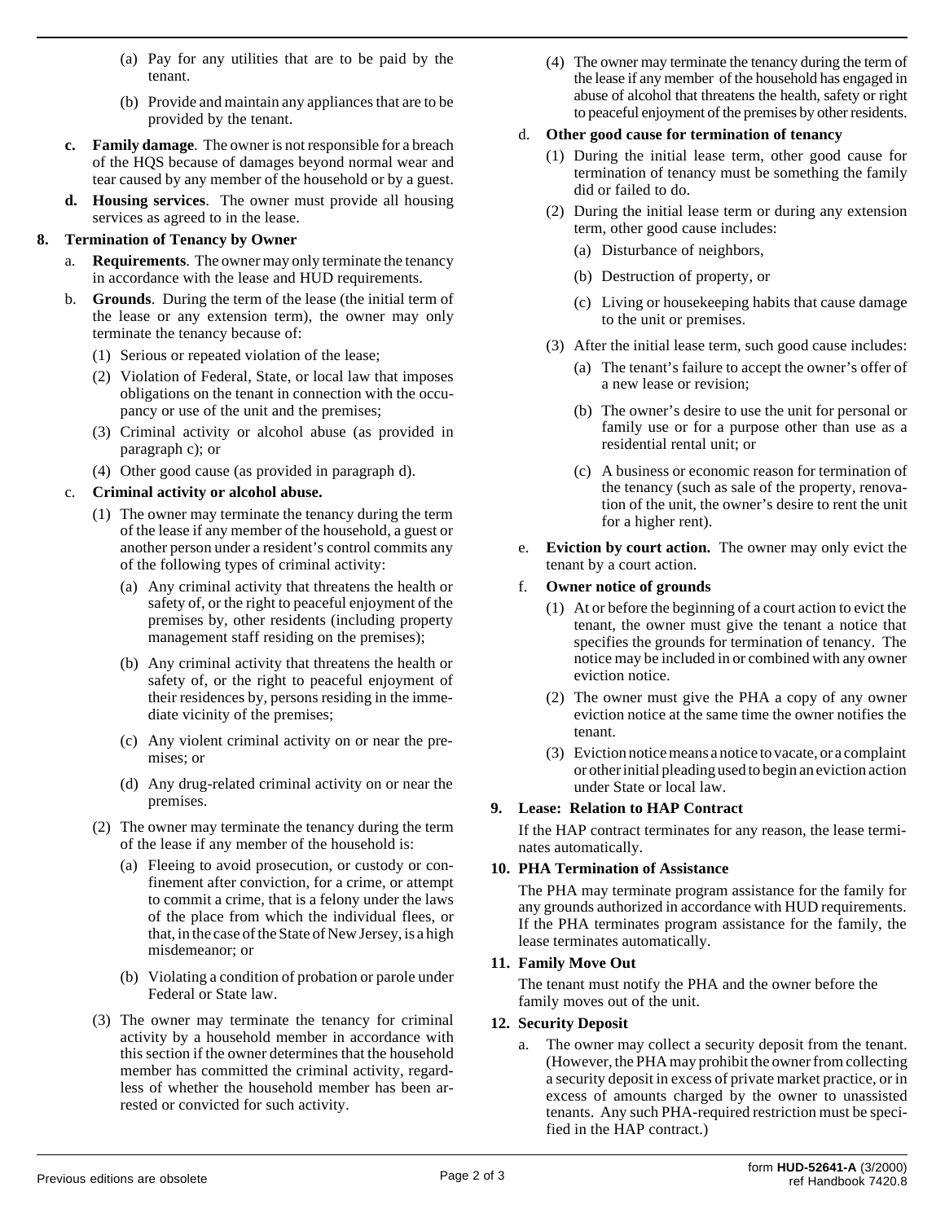(a) Pay for any utilities that are to be paid by the tenant.

(b) Provide and maintain any appliances that are to be provided by the tenant.

**c. Family damage**. The owner is not responsible for a breach of the HQS because of damages beyond normal wear and tear caused by any member of the household or by a guest.

**d. Housing services**. The owner must provide all housing services as agreed to in the lease.

**8. Termination of Tenancy by Owner**

a. **Requirements**. The owner may only terminate the tenancy in accordance with the lease and HUD requirements.

b. **Grounds**. During the term of the lease (the initial term of the lease or any extension term), the owner may only terminate the tenancy because of:

(1) Serious or repeated violation of the lease;

(2) Violation of Federal, State, or local law that imposes obligations on the tenant in connection with the occupancy or use of the unit and the premises;

(3) Criminal activity or alcohol abuse (as provided in paragraph c); or

(4) Other good cause (as provided in paragraph d).

c. **Criminal activity or alcohol abuse.**

(1) The owner may terminate the tenancy during the term of the lease if any member of the household, a guest or another person under a resident's control commits any of the following types of criminal activity:

(a) Any criminal activity that threatens the health or safety of, or the right to peaceful enjoyment of the premises by, other residents (including property management staff residing on the premises);

(b) Any criminal activity that threatens the health or safety of, or the right to peaceful enjoyment of their residences by, persons residing in the immediate vicinity of the premises;

(c) Any violent criminal activity on or near the premises; or

(d) Any drug-related criminal activity on or near the premises.

(2) The owner may terminate the tenancy during the term of the lease if any member of the household is:

(a) Fleeing to avoid prosecution, or custody or confinement after conviction, for a crime, or attempt to commit a crime, that is a felony under the laws of the place from which the individual flees, or that, in the case of the State of New Jersey, is a high misdemeanor; or

(b) Violating a condition of probation or parole under Federal or State law.

(3) The owner may terminate the tenancy for criminal activity by a household member in accordance with this section if the owner determines that the household member has committed the criminal activity, regardless of whether the household member has been arrested or convicted for such activity.

(4) The owner may terminate the tenancy during the term of the lease if any member of the household has engaged in abuse of alcohol that threatens the health, safety or right to peaceful enjoyment of the premises by other residents.

d. **Other good cause for termination of tenancy**

(1) During the initial lease term, other good cause for termination of tenancy must be something the family did or failed to do.

(2) During the initial lease term or during any extension term, other good cause includes:

(a) Disturbance of neighbors,

(b) Destruction of property, or

(c) Living or housekeeping habits that cause damage to the unit or premises.

(3) After the initial lease term, such good cause includes:

(a) The tenant's failure to accept the owner's offer of a new lease or revision;

(b) The owner's desire to use the unit for personal or family use or for a purpose other than use as a residential rental unit; or

(c) A business or economic reason for termination of the tenancy (such as sale of the property, renovation of the unit, the owner's desire to rent the unit for a higher rent).

e. **Eviction by court action.** The owner may only evict the tenant by a court action.

f. **Owner notice of grounds**

(1) At or before the beginning of a court action to evict the tenant, the owner must give the tenant a notice that specifies the grounds for termination of tenancy. The notice may be included in or combined with any owner eviction notice.

(2) The owner must give the PHA a copy of any owner eviction notice at the same time the owner notifies the tenant.

(3) Eviction notice means a notice to vacate, or a complaint or other initial pleading used to begin an eviction action under State or local law.

**9. Lease: Relation to HAP Contract**

If the HAP contract terminates for any reason, the lease terminates automatically.

**10. PHA Termination of Assistance**

The PHA may terminate program assistance for the family for any grounds authorized in accordance with HUD requirements. If the PHA terminates program assistance for the family, the lease terminates automatically.

**11. Family Move Out**

The tenant must notify the PHA and the owner before the family moves out of the unit.

**12. Security Deposit**

a. The owner may collect a security deposit from the tenant. (However, the PHA may prohibit the owner from collecting a security deposit in excess of private market practice, or in excess of amounts charged by the owner to unassisted tenants. Any such PHA-required restriction must be specified in the HAP contract.)

Previous editions are obsolete

form **HUD-52641-A** (3/2000)
ref Handbook 7420.8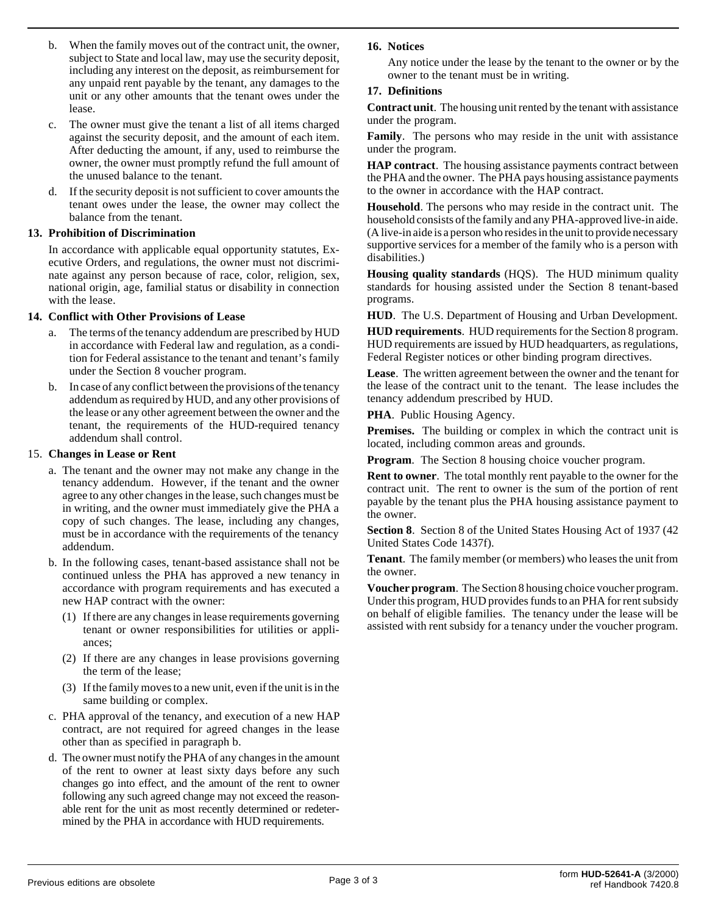b. When the family moves out of the contract unit, the owner, subject to State and local law, may use the security deposit, including any interest on the deposit, as reimbursement for any unpaid rent payable by the tenant, any damages to the unit or any other amounts that the tenant owes under the lease.

c. The owner must give the tenant a list of all items charged against the security deposit, and the amount of each item. After deducting the amount, if any, used to reimburse the owner, the owner must promptly refund the full amount of the unused balance to the tenant.

d. If the security deposit is not sufficient to cover amounts the tenant owes under the lease, the owner may collect the balance from the tenant.

**13. Prohibition of Discrimination**

In accordance with applicable equal opportunity statutes, Executive Orders, and regulations, the owner must not discriminate against any person because of race, color, religion, sex, national origin, age, familial status or disability in connection with the lease.

**14. Conflict with Other Provisions of Lease**

a. The terms of the tenancy addendum are prescribed by HUD in accordance with Federal law and regulation, as a condition for Federal assistance to the tenant and tenant's family under the Section 8 voucher program.

b. In case of any conflict between the provisions of the tenancy addendum as required by HUD, and any other provisions of the lease or any other agreement between the owner and the tenant, the requirements of the HUD-required tenancy addendum shall control.

15. **Changes in Lease or Rent**

a. The tenant and the owner may not make any change in the tenancy addendum. However, if the tenant and the owner agree to any other changes in the lease, such changes must be in writing, and the owner must immediately give the PHA a copy of such changes. The lease, including any changes, must be in accordance with the requirements of the tenancy addendum.

b. In the following cases, tenant-based assistance shall not be continued unless the PHA has approved a new tenancy in accordance with program requirements and has executed a new HAP contract with the owner:

(1) If there are any changes in lease requirements governing tenant or owner responsibilities for utilities or appliances;

(2) If there are any changes in lease provisions governing the term of the lease;

(3) If the family moves to a new unit, even if the unit is in the same building or complex.

c. PHA approval of the tenancy, and execution of a new HAP contract, are not required for agreed changes in the lease other than as specified in paragraph b.

d. The owner must notify the PHA of any changes in the amount of the rent to owner at least sixty days before any such changes go into effect, and the amount of the rent to owner following any such agreed change may not exceed the reasonable rent for the unit as most recently determined or redetermined by the PHA in accordance with HUD requirements.

**16. Notices**

Any notice under the lease by the tenant to the owner or by the owner to the tenant must be in writing.

**17. Definitions**

**Contract unit**. The housing unit rented by the tenant with assistance under the program.

**Family**. The persons who may reside in the unit with assistance under the program.

**HAP contract**. The housing assistance payments contract between the PHA and the owner. The PHA pays housing assistance payments to the owner in accordance with the HAP contract.

**Household**. The persons who may reside in the contract unit. The household consists of the family and any PHA-approved live-in aide. (A live-in aide is a person who resides in the unit to provide necessary supportive services for a member of the family who is a person with disabilities.)

**Housing quality standards** (HQS). The HUD minimum quality standards for housing assisted under the Section 8 tenant-based programs.

**HUD**. The U.S. Department of Housing and Urban Development.

**HUD requirements**. HUD requirements for the Section 8 program. HUD requirements are issued by HUD headquarters, as regulations, Federal Register notices or other binding program directives.

**Lease**. The written agreement between the owner and the tenant for the lease of the contract unit to the tenant. The lease includes the tenancy addendum prescribed by HUD.

**PHA**. Public Housing Agency.

**Premises.** The building or complex in which the contract unit is located, including common areas and grounds.

**Program**. The Section 8 housing choice voucher program.

**Rent to owner**. The total monthly rent payable to the owner for the contract unit. The rent to owner is the sum of the portion of rent payable by the tenant plus the PHA housing assistance payment to the owner.

**Section 8**. Section 8 of the United States Housing Act of 1937 (42 United States Code 1437f).

**Tenant**. The family member (or members) who leases the unit from the owner.

**Voucher program**. The Section 8 housing choice voucher program. Under this program, HUD provides funds to an PHA for rent subsidy on behalf of eligible families. The tenancy under the lease will be assisted with rent subsidy for a tenancy under the voucher program.

Previous editions are obsolete

form **HUD-52641-A** (3/2000)
ref Handbook 7420.8